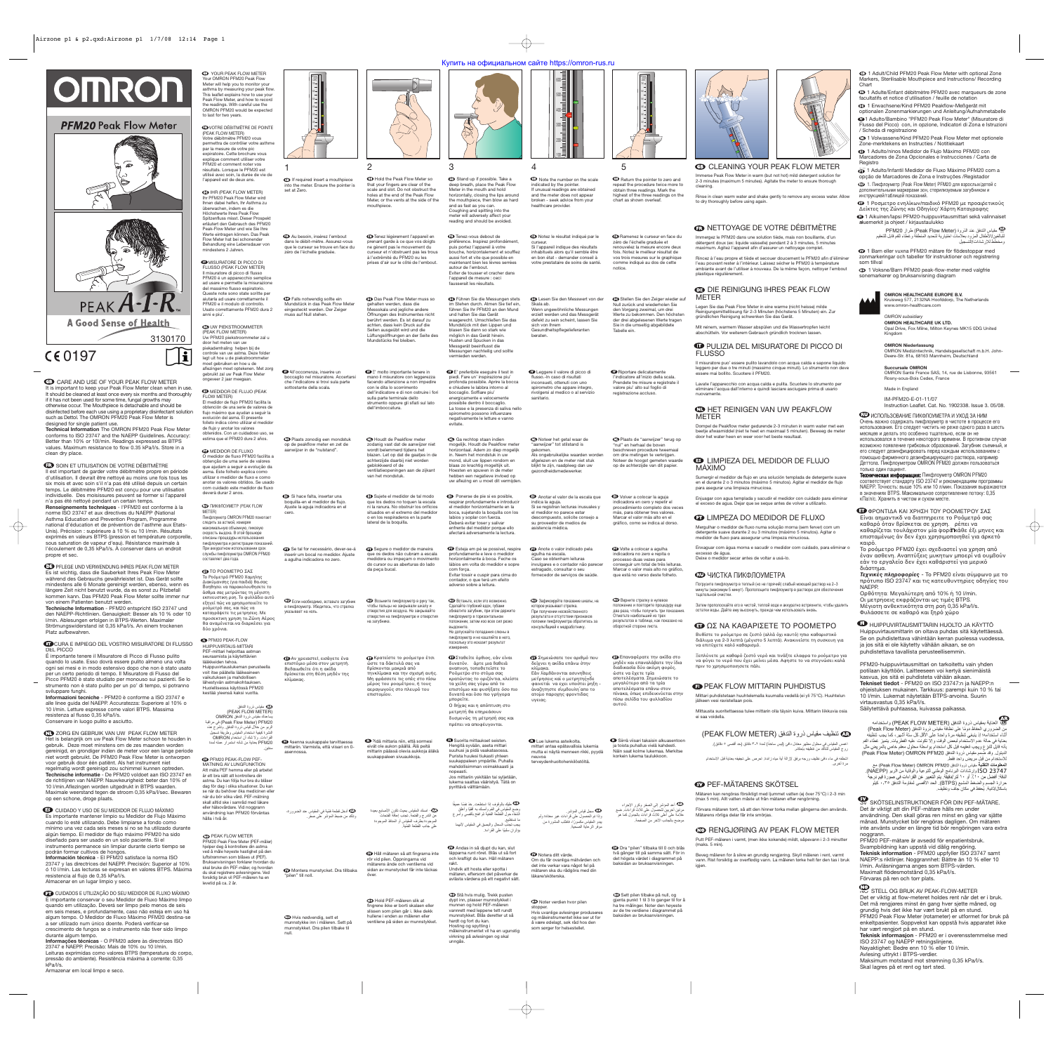Купить на официальном сайте https://omron-rus.ru

# OMRON

## PFM20 Peak Flow Meter

PEAK A-I-R

A Good Sense of Health

3130170

CE0197

**GB** CARE AND USE OF YOUR PEAK FLOW METER
It is important to keep your Peak Flow Meter clean when in use. It should be cleaned at least once every six months and thoroughly if it has not been used for some time, fungal growths may otherwise occur. The Mouthpiece is detachable and should be disinfected before each use using a proprietary disinfectant solution such as Dettol. The OMRON PFM20 Peak Flow Meter is designed for single patient use.
**Technical Information** The OMRON PFM20 Peak Flow Meter conforms to ISO 23747 and the NAEPP Guidelines. Accuracy: Better than 10% or 10 l/min. Readings expressed as BTPS values. Maximum resistance to flow 0.35 kPa/l/s. Store in a clean dry place.

**FR** SOIN ET UTILISATION DE VOTRE DÉBITMÈTRE
Il est important de garder votre débitmètre propre en période d'utilisation. Il devrait être nettoyé au moins une fois tous les six mois et avec soin s'il n'a pas été utilisé depuis un certain temps. Le débitmètre PFM20 est conçu pour une utilisation individuelle. Des moisissures peuvent se former si l'appareil n'a pas été nettoyé pendant un certain temps.
**Renseignements techniques** - l'PFM20 est conforme à la norme ISO 23747 et aux directives du NAEPP (National Asthma Education and Prevention Program, Programme national d'éducation et de prévention de l'asthme aux Etats-Unis). Précision : supérieure à 10 % ou 10 l/min. Résultats exprimés en valeurs BTPS (pression et température corporelle, sous saturation de vapeur d'eau). Résistance maximale à l'écoulement de 0,35 kPa/l/s. A conserver dans un endroit propre et sec.

**DE** PFLEGE UND VERWENDUNG IHRES PEAK FLOW METER
Es ist wichtig, dass die Sauberkeit Ihres Peak Flow Meter während des Gebrauchs gewährleistet ist. Das Gerät sollte mindestens alle 6 Monate gereinigt werden, ebenso, wenn es längere Zeit nicht benutzt wurde, da es sonst zu Pilzbefall kommen kann. Das PFM20 Peak Flow Meter sollte immer nur von einem Patienten benutzt werden.
**Technische Information** - PFM20 entspricht ISO 23747 und den NAEPP-Richtlinien. Genauigkeit: Besser als 10 % oder 10 l/min. Ablesungen erfolgen in BTPS-Werten. Maximaler Strömungswiderstand ist 0,35 kPa/l/s. An einem trockenen Platz aufbewahren.

**IT** CURA E IMPIEGO DEL VOSTRO MISURATORE DI FLUSSO DEL PICCO
È importante tenere il Misuratore di Picco di Flusso pulito quando lo usate. Esso dovrà essere pulito almeno una volta ogni sei mesi e in modo estensivo dopo che non è stato usato per un certo periodo di tempo. Il Misuratore di Flusso del Picco PFM20 è stato studiato per monouso sui pazienti. Se lo strumento non è stato pulito per un po' di tempo, si potranno sviluppare funghi.
**Informazioni tecniche** - PFM20 è conforme a ISO 23747 e alle linee guida del NAEPP. Accuratezza: Superiore al 10% o 10 l/min. Letture espresse come valori BTPS. Massima resistenza al flusso 0,35 kPa/l/s.
Conservare in luogo pulito e asciutto.

**NL** ZORG EN GEBRUIK VAN UW PEAK FLOW METER
Het is belangrijk om uw Peak Flow Meter schoon te houden in gebruik. Deze moet minstens om de zes maanden worden gereinigd, en grondiger indien de meter voor een lange periode niet werd gebruikt. De PFM20 Peak Flow Meter is ontworpen voor gebruik door één patiënt. Als het instrument niet regelmatig wordt gereinigd zou schimmel kunnen optreden.
**Technische informatie** - De PFM20 voldoet aan ISO 23747 en de richtlijnen van NAEPP. Nauwkeurigheid: beter dan 10% of 10 l/min.Afleezingen worden uitgedrukt in BTPS waarden. Maximale weerstand tegen de stroom 0,35 kPa/l/sec. Bewaren op een schone, droge plaats.

**ES** CUIDADO Y USO DE SU MEDIDOR DE FLUJO MÁXIMO
Es importante mantener limpio su Medidor de Flujo Máximo cuando lo esté utilizando. Debe limpiarse a fondo como mínimo una vez cada seis meses si no se ha utilizado durante algún tiempo. El medidor de flujo máximo PFM20 ha sido diseñado para ser usado en un solo paciente. Si el instrumento permanece sin limpiar durante cierto tiempo se podrían formar cultivos de hongos.
**Información técnica** - El PFM20 satisface la norma ISO 23747 y las directrices del NAEPP. Precisión: Superior al 10% ó 10 l/min. Las lecturas se expresan en valores BTPS. Máxima resistencia al flujo de 0,35 kPa/l/s.
Almacenar en un lugar limpio y seco.

**PT** CUIDADOS E UTILIZAÇÃO DO SEU MEDIDOR DE FLUXO MÁXIMO
É importante conservar o seu Medidor de Fluxo Máximo limpo quando em utilização. Deverá ser limpo pelo menos de seis em seis meses, e profundamente, caso não esteja em uso há algum tempo. O Medidor de Fluxo Máximo PFM20 destina-se a ser utilizado num único doente. Poderá verificar-se crescimento de fungos se o instrumento não tiver sido limpo durante algum tempo.
**Informações técnicas** - O PFM20 adere às directrizes ISO 23747 e NAEPP. Precisão: Mais de 10% ou 10 l/min. Leituras exprimidas como valores BTPS (temperatura do corpo, pressão do ambiente). Resistência máxima à corrente: 0,35 kPa/l/s.
Armazenar em local limpo e seco.

**GB** YOUR PEAK FLOW METER
Your OMRON PFM20 Peak Flow Meter will help you to monitor your asthma by measuring your peak flow. This leaflet explains how to use your Peak Flow Meter, and how to record the readings. With careful use the OMRON PFM20 would be expected to last for two years.

**FR** VOTRE DÉBITMÈTRE DE POINTE (PEAK FLOW METER)
Votre débitmètre PFM20 vous permettra de contrôler votre asthme par la mesure de votre pic expiratoire. Cette brochure vous explique comment utiliser votre PFM20 et comment noter vos résultats. Lorsque le PFM20 est utilisé avec soin, la durée de vie de l'appareil est de deux ans.

**DE** IHR (PEAK FLOW METER)
Ihr PFM20 Peak Flow Meter wird Ihnen dabei helfen, Ihr Asthma zu überwachen, indem es die Höchstwerte Ihres Peak Flow Spitzenfluss misst. Dieser Prospekt erläutert den Gebrauch des PFM20 Peak-Flow Meter und wie Sie Ihre Werte eintragen können. Das Peak Flow Meter hat bei schonender Behandlung eine Lebensdauer von mindestens 2 Jahren.

**IT** MISURATORE DI PICCO DI FLUSSO (PEAK FLOW METER)
Il misuratore di picco di flusso PFM20 è un apparecchio semplice ad usare e permette la misurazione del massimo flusso espiratorio. Queste note sono state scritte per aiutarla ad usare correttamente il PFM20 e il modulo di controllo. Usato correttamente PFM20 dura 2 anni e più'.

**NL** UW PIEKSTROOMMETER (PEAK FLOW METER)
Uw PFM20 piekstroommeter zal u door het meten van uw piekademhaling helpen bij de controle van uw astma. Deze folder legt uit hoe u de piekstroommeter moet gebruiken en hoe u de afleezingen moet opteekenen. Met zorg gebruikt zal uw Peak Flow Meter ongeveer 2 jaar meegaan.

**ES** MEDIDOR DE FLUJO (PEAK FLOW METER)
El Medidor de flujo PFM20 facilita la obtención de una serie de valores de flujo máximo que ayudan a seguir la evolución del asma. El presente folleto indica cómo utilizar el medidor de flujo y anotar los valores obtenidos. Con un cuidadoso uso, se estima que el PFM20 dure 2 años.

**PT** MEDIDOR DE FLUXO
O Medidor de fluxo PFM20 facilita a obtenção de uma série de valores que ajudam a seguir a evolução da asma. Este folheto explica como utilizar o Medidor de fluxo e como anotar os valores obtidos. Se usado com cuidado este medidor de fluxo deverá durar 2 anos.

**RU** ПИКФЛОУМЕТР (PEAK FLOW METER)
Пикфлоуметр OMRON PFM20 помогает следить за астмой, измеряя максимальную объемную, пиковую скорость выдоха. В этой брошюре описаны процедуры использования пикфлоуметра и регистрации показаний. При аккуратном использовании срок службы пикфлоуметра OMRON PFM20 составляет два года.

**GR** ΤΟ ΡΟΟΜΕΤΡΟ ΣΑΣ
Το Ροόμετρό PFM20 Κορυφής Διακύμανσης (για παιδιά) θα σας βοηθήσει να παρακολουθήσετε το άσθμα σας μετρώντας τη μέγιστη εκπνευστική ροή. Το φυλλάδιο αυτό εξηγεί πώς να χρησιμοποιείτε το ροόμετρό σας, και πώς να καταγράφετε τις μετρήσεις. Με προσεκτική χρήση το Ζώνη Αέρος θα αναμένεται να διαρκέσει για δύο χρόνια.

**FI** PFM20 PEAK-FLOW HUIPPUVIRTAUS-MITTARI
PEF-mittari helpottaa astman seuraamista ja käytetäänen lääkkeiden tehoa. Huippuvirtausluekeman perusteella voit itse päätellä lääkkeiden vaikutuksen ja mahdollisen lähestyvän astmakohtauksen. Huolellisessa käytössä PFM20 kestää yleensä kaksi vuotta.

**AR** مقياس ذروة التدفق (PEAK FLOW METER)
سيساعدك مقياس ذروة التدفق (Peak Flow Meter) PFM20 من OMRON في مراقبة الربو من خلال قياس ذروة التدفق. وتشرح هذه النشرة استخدام مقياس ذروة التدفق وطريقة تسجيل القراءات. ومن المتوقع أن يدوم مقياس ذروة التدفق PFM20 من OMRON لمدة عامين إذا تم استخدامه بعناية.

**SV** PFM20 PEAK-FLOW MÄTNING AV LUNGFUNKTION
Att mäta PEF hemma eller på arbetet är ett bra sätt att kontrollera din astma. Du kan följa hur bra du bläser dag för dag i olika situationer. Du kan se när du behöver öka medicinen eller när du bör söka vård. PEF-mätning skall utföras i samråd med läkare eller hälsovårdare. Vid noggrann användning kan PFM20 förväntas hålla i två år.

**NO** PEAK FLOW METER
PFM20 Peak Flow Meter (PEF-måler) hjelper deg å kontrollere din astma ved å måle høyeste hastighet på den luftstrømmen som blåses ut (PEF). Bruksanvisningen forklarer hvordan du skal bruke din PEF-måler, og hvordan du skal registrere avlesningene. Ved forsiktig bruk vil PEF-måleren ha en levetid på ca. 2 år.

### 1

**GB** If required insert a mouthpiece into the meter. Ensure the pointer is set at Zero.

**FR** Au besoin, insérez l'embout dans le débit-mètre. Assurez-vous que le curseur se trouve en face du zéro de l'échelle graduée.

**DE** Falls notwendig sollte ein Mundstück in das Peak Flow Meter eingesteckt werden. Der Zeiger muss auf Null stehen.

**IT** All'occorrenza, inserire un boccaglio nel misuratore. Accertarsi che l'indicatore si trovi sulla parte sottostante della scala.

**NL** Plaats zonodig een mondstuk op de peakflow meter en zet de aanwijzer in de "nulstand".

**ES** Si hace falta, insertar una boquilla en el medidor de flujo. Ajuste la aguja indicadora en el cero.

**PT** Se tal for necessário, dever-se-á inserir um bocal no medidor. Ajuste a agulha indicadora no zero.

**RU** Если необходимо, вставьте загубник в пикфлоуметр. Убедитесь, что стрелка указывает на ноль.

**GR** Αν χρειαστεί, εισάγετε ένα επιστόμιο μέσα στον μετρητή. Βεβαιωθείτε ότι η ακίδα βρίσκεται στη θέση μηδέν της κλίμακας.

**FI** Asenna suukappale tarvittaessa mittariin. Varmista, että viisari on 0-asennossa.

**AR** أدخل قطعة فموية في المقياس عند الضرورة، وتأكد من ضبط المؤشر على صفر.

**SV** Montera munstycket. Dra tillbaka "pilen" till noll.

**NO** Hvis nødvendig, sett et munnstykke inn i måleren. Sett på munnstykket. Dra pilen tilbake til null.

### 2

**GB** Hold the Peak Flow Meter so that your fingers are clear of the scale and slot. Do not obstruct the holes at the end of the Peak Flow Meter, or the vents at the side of the mouthpiece.

**FR** Tenez légèrement l'appareil en prenant garde à ce que vos doigts ne gênent pas le mouvement du curseur et n'obstruent pas les trous à l'extrémité du PFM20 ou les prises d'air sur le côté de l'embout.

**DE** Das Peak Flow Meter muss so gehalten werden, dass die Messskala und jegliche andere Öffnungen des Instrumentes nicht berührt werden. Es ist darauf zu achten, dass kein Druck auf die Seiten ausgeübt wird und die Lüftungsöffnungen an der Seite des Mundstücks frei bleiben.

**IT** E' molto importante tenere in mano il misuratore con leggerezza facendo attenzione a non impedire con le dita lo scorrimento dell'indicatore e di non otturare i fori sulla parte terminale dello strumento oppure gli sfiati sul lato dell'imboccatura.

**NL** Houdt de Peakflow meter zodanig vast dat de aanwijzer niet wordt beïnvloed tijdens het blazen. Let op dat de gaatjes in de achterzijde daarbij niet worden geblokkeerd of de ventilatieopeningen aan de zijkant van het mondstuk.

**ES** Sujete el medidor de tal modo que los dedos no toquen la escala ni la ranura. No obstruir los orificios situados en el extremo del medidor o en los respiraderos en la parte lateral de la boquilla.

**PT** Segure o medidor de maneira que os dedos não cubram a escala medidora ou impeçam o movimento do cursor ou as aberturas do lado da peça bucal.

**RU** Возьмите пикфлоуметр в руку так, чтобы пальцы не закрывали шкалу и отверстия для воздуха. Не закрывайте отверстия на пикфлоуметре и отверстия на загубнике.

**GR** Κρατείστε το ροόμετρο έτσι ώστε τα δάχτυλά σας να βρίσκονται μακριά από την κλίμακα και την σχισμή αυτής. Μη φράσσετε τις οπές στο πίσω μέρος του ροομέτρου, ή τους αεραγωγούς στο πλευρό του επιστομίου.

**FI** Pidä mittaria niin, että sormesi eivät ole asteikon päällä. Älä peitä mittarin päässä olevia aukkoja äläkä suukappaleen sivuaukkoja.

**AR** أمسك المقياس بحيث تكون الأصابع بعيدة عن التدرج والفتحة. تجنب إعاقة الفتحات الموجودة بطرف المقياس أو المنافذ الموجودة على جانب القطعة الفموية.

**SV** Håll mätaren så att fingrarna inte rör vid pilen. Öppningarna vid mätarens ände och ventilerna vid sidan av munstycket får inte täckas över.

**NO** Hold PEF-måleren slik at fingrene ikke er borti skalaen eller slissen som pilen går i. Ikke dekk hullene i enden av måleren eller ventilene på siden av munnstykket.

### 3

**GB** Stand up if possible. Take a deep breath, place the Peak Flow Meter in the mouth and hold horizontally, closing the lips around the mouthpiece, then blow as hard and as fast as you can. Coughing and spitting into the meter will adversely affect your reading and should be avoided.

**FR** Tenez-vous debout de préférence. Inspirez profondément, puis portez l'appareil à votre bouche, horizontalement et soufflez aussi fort et vite que possible en maintenant bien les lèvres serrées autour de l'embout. Eviter de tousser et cracher dans l'appareil de mesure : ceci fausserait les résultats.

**DE** Führen Sie die Messungen stets im Stehen durch. Atmen Sie tief ein, führen Sie Ihr PFM20 an den Mund und halten Sie das Gerät waagerecht. Umschließen Sie das Mundstück mit den Lippen und blasen Sie dann so stark wie möglich in das Gerät hinein. Husten und Spucken in das Messgerät beeinflusst die Messungen nachteilig und sollte vermieden werden.

**IT** E' preferibile eseguire il test in piedi. Fare un' inspirazione più' profonda possibile. Aprire la bocca e chiudere le labbra intorno al boccaglio. Soffiare più' energicamente e velocemente possibile dentro il boccaglio. La tosse e la saliva nello spirometro possono influenzare negativamente le letture e vanno evitate.

**NL** Ga rechtop staan indien mogelijk. Houdt de Peakflow meter horizontaal. Adem zo diep mogelijk in. Neem het mondstuk in uw mond, sluit uw lippen rondom en blaas zo krachtig mogelijk uit. Hoesten en spuwen in de meter hebben een negatieve invloed op uw afleizing en u moet dit vermijden.

**ES** Ponerse de pie si es posible, respirar profundamente e introducir el medidor horizontalmente en la boca, ajustando la boquilla con los labios y soplar con fuerza. Deberá evitar toser y salivar enfrente del medidor porque ello afectará adversamente la lectura.

**PT** Esteja em pé se possível, respire profundamente e leve o medidor horizontalmente à boca. Feche os lábios em volta do medidor e sopre com força.
Evitar tossir e cuspir para cima do contador, o que terá um efeito adverso sobre a leitura.

**RU** Встаньте, если это возможно. Сделайте глубокий вдох, губами обхватите загубник, при этом держите пикфлоуметр в горизонтальном положении, затем изо всех сил резко выдохните.
Не допускайте попадания слюны в пикфлоуметр и не кашляйте в него, поскольку это искажает результат измерения.

**GR** Σταθείτε όρθιος, εάν είναι δυνατόν. Πάρτε μια βαθιά αναπνοή, τοποθετείστε το Ροόμετρο στο στόμα σας κρατώντας το οριζόντια, κλείστε τα χείλη σας γύρω από το επιστόμιο και φυσήξτε όσο πιο δυνατά και όσο πιο γρήγορα μπορείτε.
Ο βήχας και η απόπτυση στο μετρητή θα επηρεάσουν δυσμενώς τη μέτρησή σας και πρέπει να αποφεύγονται.

**FI** Suorita mittaukset seisten. Hengitä syvään, asetä mittari suuhusi ja pidä vaakatasossa. Purista huulesi tiukasti yhteen suukappaleen ympärille. Puhalla mahdollisimman voimakkaasti ja nopeasti.
Jos mittarin yskitään tai syljetään, lukema vääristyy. Tätä on pyrittävä välttämään.

**AR** حاول الوقوف إذا استطعت، خذ نفساً عميقاً وضع المقياس في الفم وأمسكه بشكل أفقي وأغلق الشفتين حول القطعة الفموية ثم انفخ بأقصى قوة وسرعة ممكنة.
يجب تجنب السعال والبصق في المقياس لأن ذلك يؤثر سلباً على القراءة.

**SV** Andas in så djupt du kan, slut läpparna runt röret. Blås ut så fort och kraftigt du kan. Håll mätaren rakt.
Undvik att hosta eller spotta i mätaren, eftersom det påverkar de avlästa värdena på ett negativt sätt.

**NO** Stå hvis mulig. Trekk pusten dypt inn, plasser munnstykket i munnen og hold PEF-måleren vannrett med leppene tett rundt munnstykket. Blås deretter ut så hardt og fort du kan.
Hosting og spytting i måleinstrumentet vil ha en ugunstig virkning på avlesingen og skal unngås.

### 4

**GB** Note the number on the scale indicated by the pointer.
If unusual readings are obtained and the meter does not appear broken - seek advice from your healthcare provider.

**FR** Notez le résultat indiqué par le curseur.
Si l'appareil indique des résultats inhabituels alors qu'il semble être en bon état - demander conseil à votre prestataire de soins de santé.

**DE** Lesen Sie den Messwert von der Skala ab.
Wenn ungewöhnliche Messungen erzielt werden und das Messgerät defekt zu sein scheint, lassen Sie sich von Ihrem Gesundheitspflegelieferanten beraten.

**IT** Leggere il valore di picco di flusso.-In caso di risultati inconsueti, ottenuti con uno spirometro che appare integro, rivolgersi al medico o al servizio sanitario.

**NL** Noteer het getal waar de "aanwijzer" tot stilstand is gekomen.
Als ongebruikelijke waarden worden afgelezen en de meter niet stuk blijkt te zijn, raadpleeg dan uw gezondheidsmedewerker.

**ES** Anotar el valor de la escala que indica la aguja.
Si se registran lecturas inusuales y el medidor no parece estar descompuesto, solicite consejo a su proveedor de medios de asistencia médica.

**PT** Anote o valor indicado pela agulha na escala.
Caso se obtenham leituras invulgares e o contador não parecer estragado, consultar o seu fornecedor de serviços de saúde.

**RU** Зафиксируйте показания шкалы, на которые указывает стрелка.
При получении нехарактерного результата и отсутствии признаков поломки пикфлоуметра обратитесь за консультацией к медработнику.

**GR** Σημειώσατε τον αριθμό που δείχνει η ακίδα επάνω στην κλίμακα.
Εάν λαμβάνονται ασυνήθεις μετρήσεις και ο μετρητής δε φαίνεται να έχει υποστεί ρήξη - αναζητήστε συμβουλή από το ατόμο παροχής φροντίδας υγείας.

**FI** Lue lukema asteikolta.
mittari antaa epätavallisia lukemia mutta ei näytä menneen rikki, pyydä neuvoa terveydenhuoltohenkilöstöltä.

**AR** سجل قيمة المؤشر.
وإذا تم الحصول على قراءات غير معتادة ولم يبدو المقياس مكسوراً، فاطلب المشورة من موفر الرعاية الصحية.

**SV** Notera ditt värde.
Om du får ovanliga mätvärden och det inte verkar vara något fel på mätaren ska du rådgöra med din läkare/sköterska.

**NO** Noter verdien hvor pilen stopper.
Hvis uvanlige avlesninger produseres og måleinstrumentet ikke ser ut for å være ødelagt, søk råd hos den som sørger for helsestellet.

### 5

**GB** Return the pointer to zero and repeat the procedure twice more to obtain three readings. Mark the highest of the three readings on the chart as shown overleaf.

**FR** Ramenez le curseur en face du zéro de l'échelle graduée et renouvelez la mesure encore deux fois. Notez le meilleur résultat de vos trois mesures sur le graphique comme indiqué au dos de cette notice.

**DE** Stellen Sie den Zeiger wieder auf Null zurück und wiederholen Sie den Vorgang zweimal, um drei Werte zu bekommen. Den höchsten der drei abgelesenen Werte tragen Sie in die umseitig abgebildete Tabelle ein.

**IT** Riportare delicatamente l'indicatore all'inizio della scala. Prendete tre misure e registrate il valore più' alto sul foglio di registrazione accluso.

**NL** Plaats de "aanwijzer" terug op "nul" en herhaal de boven beschreven procedure tweemaal om drie metingen te verkrijgen. Noteer de hoogst gemeten waarde op de achterzijde van dit papier.

**ES** Volver a colocar la aguja indicadora en cero y repetir el procedimiento completo dos veces más, para obtener tres valores. Marcar el valor más alto en el gráfico, como se indica al dorso.

**PT** Volte a colocar a agulha indicadora no zero e repita o processo duas vezes para conseguir um total de três leituras. Marcar o valor mais alto no gráfico, que está no verso deste folheto.

**RU** Верните стрелку в нулевое положение и повторите процедуру еще два раза, чтобы получить три показания. Отметьте наибольший из трех результатов в таблице, как показано на оборотной стороне листа.

**GR** Επαναφέρατε την ακίδα στο μηδέν και επαναλάβατε την ίδια διαδικασία δύο ακόμη φορές, ώστε να έχετε τρία αποτελέσματα. Σημειώσατε το μεγαλύτερο από τα τρία αποτελέσματα στον πίνακα, όπως επιδεικνύεται στην πίσω σελίδα του φυλλαδίου αυτού.

**FI** Siirrä viisari takaisin alkuasentoon ja toista puhallus vielä kahdesti. Näin saat kolme lukemaa. Merkitse korkein lukema taulukkoon.

**AR** أعد المؤشر إلى الصفر وكرر الإجراء مرتين أخريين للحصول على ثلاث قراءات. ضع علامة على أعلى قراءة من الثلاث قراءات على المخطط كما هو موضح بالجانب الآخر من الصفحة.

**SV** Dra "pilen" tillbaka till 0 och blås två gånger till på samma sätt. För in det högsta värdet i diagrammet på baksidan av bruksanvisningen.

**NO** Sett pilen tilbake på null, og gjenta punkt 1 til 3 to ganger til for å ha tre målinger. Noter den høyeste av de tre verdiene i diagrammet på baksiden av bruksanvisningen.

**GB** 1 Adult/Child PFM20 Peak Flow Meter with optional Zone Markers, Sterilisable Mouthpiece and Instructions/ Recording Chart

**FR** 1 Adulte/Enfant débitmètre PFM20 avec marqueurs de zone facultatifs et notice d'utilisation / feuille de notation

**DE** 1 Erwachsene/Kind PFM20 Peakflow-Meßgerät mit optionalen Zonenmarkierungen und Anleitung/Aufnahmetabelle

**IT** 1 Adulto/Bambino "PFM20 Peak Flow Meter" (Misuratore di Flusso del Picco) con, in opzione, Indicatori di Zona e Istruzioni / Scheda di registrazione

**NL** 1 Volwassene/Kind PFM20 Peak Flow Meter met optionele Zone-merktekens en Instructies / Notitiekaart

**ES** 1 Adulto/niños Medidor de Flujo Máximo PFM20 con Marcadores de Zona Opcionales e Instrucciones / Carta de Registro

**PT** 1 Adulto/Infantil Medidor de Fluxo Máximo PFM20 com a opção de Marcadores de Zona e Instruções /Registador

**RU** 1. Пикфлоуметр (Peak Flow Meter) PFM20 для взрослых/детей с дополнительными маркерами зон, стерилизуемым загубником и инструкцией/таблицей показаний.

**GR** 1 Ροόμετρο ενηλίκων/παιδικό PFM20 με προαιρετικούς Δείκτες της Ζώνης και Οδηγίες/ Χάρτη Καταγραφής

**FI** 1 Aikuinen/lapsi PFM20-huippuvirtausmittari sekä valinnaiset aluemerkit ja ohjeet / kirjaustaulukko

**AR** 1 مقياس التدفق عند الذروة (Peak Flow Meter) طراز PFM20 للبالغين/الأطفال المزود بعلامات اختيارية لتحديد المنطقة وغطاء للفم قابل للتعقيم ومخطط للإرشادات/التسجيل.

**SV** 1 Barn eller vuxna PFM20 mätare för flödestoppar med zonmarkeringar och tabeller för instruktioner och registrering som tillval

**NO** 1 Voksne/Barn PFM20 peak-flow-meter med valgfrie sonemarkører og bruksanvisning diagram

**GB** CLEANING YOUR PEAK FLOW METER
Immerse Peak Flow Meter in warm (but not hot) mild detergent solution for 2-3 minutes (maximum 5 minutes). Agitate the meter to ensure thorough cleaning.

Rinse in clean warm water and shake gently to remove any excess water. Allow to dry thoroughly before using again.

**FR** NETTOYAGE DE VOTRE DÉBITMÈTRE
Immergez le PFM20 dans une solution tiède, mais non bouillante, d'un détergent doux (ex: liquide vaisselle) pendant 2 à 3 minutes, 5 minutes maximum. Agitez l'appareil afin d'assurer un nettoyage complet.

Rincez à l'eau propre et tiède et secouer doucement le PFM20 afin d'éliminer l'eau pouvant rester à l'intérieur. Laissez sécher le PFM20 à température ambiante avant de l'utiliser à nouveau. De la même façon, nettoyer l'embout plastique régulièrement.

**DE** DIE REINIGUNG IHRES PEAK FLOW METER
Legen Sie das Peak Flow Meter in eine warme (nicht heisse) milde Reinigungsmittellösung für 2-3 Minuten (höchstens 5 Minuten) ein. Zur gründlichen Reinigung schwenken Sie das Gerät.

Mit reinem, warmem Wasser abspülen und die Wassertropfen leicht abschütteln. Vor weiterem Gebrauch gründlich trocknen lassen.

**IT** PULIZIA DEL MISURATORE DI PICCO DI FLUSSO
Il misuratore puo' essere pulito lavandolo con acqua calda e sapone liquido leggero per due o tre minuti (massimo cinque minuti). Lo strumento non deve essere mai bollito. Scuotere il PFM20.

Lavate l'apparecchio con acqua calda e pulita. Scuotere lo strumento per eliminare l'acqua dall'interno e quindi lasciare asciugare prima di usarlo nuovamente.

**NL** HET REINIGEN VAN UW PEAKFLOW METER
Dompel de Peakflow meter gedurende 2-3 minuten in warm water met een beetje afwasmiddel (niet te heet en maximaal 5 minuten). Beweeg de meter door het water heen en weer voor het beste resultaat.

**ES** LIMPIEZA DEL MEDIDOR DE FLUJO MÁXIMO
Sumergir el medidor de flujo en una solución templada de detergente suave en el durante 2 o 3 minutos (máximo 5 minutos). Agitar el medidor de flujo para asegurar una limpieza minuciosa.

Enjuagar con agua templada y sacudir el medidor con cuidado para eliminar el exceso de agua. Dejar que se seque antes de volver a utilizarlo.

**PT** LIMPEZA DO MEDIDOR DE FLUXO
Mergulhar o medidor de fluxo numa solução morna (sem ferver) com um detergente suave durante 2 ou 3 minutos (máximo 5 minutos). Agitar o medidor de fluxo para assegurar uma limpeza minuciosa.

Enxaguar com água morna e sacudir o medidor com cuidado, para eliminar o excesso de água.
Deixe o medidor secar antes de voltar a usá-lo.

**RU** ЧИСТКА ПИКФЛОУМЕТРА
Погрузите пикфлоуметр в теплый (но не горячий) слабый моющий раствор на 2–3 минуты (максимум 5 минут). Прополощите пикфлоуметр в растворе для обеспечения тщательной очистки.

Затем прополоскайте его в чистой, теплой воде и аккуратно встряхните, чтобы удалить остатки воды. Дайте ему высохнуть, прежде чем использовать вновь.

**GR** ΩΣ ΝΑ ΚΑΘΑΡΙΣΕΤΕ ΤΟ ΡΟΟΜΕΤΡΟ
Βυθίστε το ροόμετρο σε ζεστό (αλλά όχι καυτό) ήπιο καθαριστικό διάλυμα για 2-3 λεπτά (μέγιστο 5 λεπτά). Ανακινείστε τη συσκευή για να επιτύχετε καλό καθαρισμό.

Ξεπλύνετε με καθαρό ζεστό νερό και τινάξτε ελαφρά το ροόμετρο για να φύγει το νερό που έχει μείνει μέσα. Αφήστε το να στεγνώσει καλά πριν το χρησιμοποιήσετε πάλι.

**FI** PEAK FLOW MITTARIN PUHDISTUS
Mittari puhdistetaan haalealla vedellä (ei yli 75°C), joka lisätty mietoa astianpesuainetta 2-3 minuutiksi (maksimi 5 minuuttia).

Mittausta suoritettaessa tulee mittarin olla täysin kuiva. Mittarin liikkuvia osia ei saa voidella.

**AR** تنظيف مقياس ذروة التدفق (PEAK FLOW METER)
اغمس المقياس في محلول منظف معتدل دافئ (ليس ساخناً) لمدة ٢-٣ دقائق (بحد أقصى ٥ دقائق). رج المقياس لضمان التنظيف بشكل كامل.

اشطفه في ماء دافئ نظيف ورجه برفق لإزالة أية مياه زائدة. احرص على تجفيفه بعناية قبل الاستخدام مرة أخرى.

**SV** PEF-MÄTARENS SKÖTSEL
Mätaren kan rengöras försiktigt med ljummet vatten (ej över 75°C) i 2-3 min (max 5 min). Allt vatten måste ut från mätaren efter rengöring.

Förvara mätaren torrt, så att den inner torka mellan gångerna den används. Mätarens rörliga delar får inte smörjas.

**NO** RENGJØRING AV PEAK FLOW METER
Putt PEF-måleren i varmt, (men ikke kokende) mild, såpevann i 2-3 minutter (maks. 5 min).

Beveg måleren for å sikre en grundig rengjøring. Skyll måleren i rent, varmt vann. Rist forsiktig av overflødig vann. La måleren tørke helt før den tas i bruk igjen.

**OMRON HEALTHCARE EUROPE B.V.**
Kruisweg 577, 2132NA Hoofddorp, The Netherlands
www.omron-healthcare.com

*OMRON subsidiary*
**OMRON HEALTHCARE UK LTD.**
Opal Drive, Fox Milne, Milton Keynes MK15 0DG United Kingdom

**OMRON Niederlassung**
OMRON Medizintechnik, Handelsgesellschaft m.b.H. John-Deere-Str. 81a, 68163 Mannheim, Deutschland

**Succursale OMRON**
OMRON Santé France SAS, 14, rue de Lisbonne, 93561 Rosny-sous-Bois Cedex, France

Made in England

IM-PFM20-E-01-11/07
Instruction Leaflet. Cat. No. 1902338. Issue 3. 05/08.

**RU** ИСПОЛЬЗОВАНИЕ ПИКФЛОУМЕТРА И УХОД ЗА НИМ
Очень важно содержать пикфлоуметр в чистоте в процессе его использования. Его следует чистить не реже одного раза в шесть месяцев и делать это особенно тщательно, если он не использовался в течение некоторого времени. В противном случае возможно появление грибковых образований. Загубник съемный, и его следует дезинфицировать перед каждым использованием с помощью фирменного дезинфицирующего раствора, например Деттола. Пикфлоуметром OMRON PFM20 должен пользоваться только один пациент.
**Техническая информация:** Пикфлоуметр OMRON PFM20 соответствует стандарту ISO 23747 и рекомендациям программы NAEPP. Точность: выше 10% или 10 л/мин. Показания выражаются в значениях BTPS. Максимальное сопротивление потоку: 0,35 кПа/л/с. Хранить в чистом и сухом месте.

**GR** ΦΡΟΝΤΙΔΑ ΚΑΙ ΧΡΗΣΗ ΤΟΥ ΡΟΟΜΕΤΡΟΥ ΣΑΣ
Είναι σημαντικό να διατηρείτε το Ροόμετρό σας καθαρό όταν βρίσκεται σε χρήση. Πρέπει να καθαρίζεται τουλάχιστον μία φορά κάθε έξι μήνες και επισταμένως αν δεν έχει χρησιμοποιηθεί για αρκετό καιρό.
Το ροόμετρο PFM20 έχει σχεδιαστεί για χρήση από έναν ασθενή. Αναπτύξεις μυκήτων μπορεί να συμβούν εάν το εργαλείο δεν έχει καθαριστεί για μερικό διάστημα.
*Τεχνικές πληροφορίες* - Το PFM20 είναι σύμφωνο με το πρότυπο ISO 23747 και τις κατευθυντήριες οδηγίες του NAEPP.
Ορθότητα: Μεγαλύτερη από 10% ή 10 l/min.
Οι μετρήσεις εκφράζονται ως τιμές BTPS.
Μέγιστη ανθεκτικότητα στη ροή 0,35 kPa/l/s.
Φυλάσσετε σε καθαρό και ξηρό χώρο

**FI** HUIPPUVIRTAUSMITTARIN HUOLTO JA KÄYTTÖ
Huippuvirtausmittarin on oltava puhdas sitä käytettäessä. Se on puhdistettava vähintään kerran puolessa vuodessa, ja jos sitä ei ole käytetty vähään aikaan, se on puhdistettava tavallista perusteellisemmin.

PFM20-huippuvirtausmittari on tarkoitettu vain yhden potilaan käyttöön. Laitteeseen voi kertyä sienimäistä kasvua, jos sitä ei puhdisteta vähään aikaan.
**Tekniset tiedot** - PFM20 on ISO 23747:n ja NAEPP:n ohjeistuksen mukainen. Tarkkuus: parempi kuin 10 % tai 10 l/min. Lukemat näytetään BTPS-arvoina. Suurin virtausvastus 0,35 kPa/l/s.
Säilytettävä puhtaassa, kuivassa paikassa.

**AR** العناية بمقياس ذروة التدفق (PEAK FLOW METER) واستخدامه
من الضروري الحفاظ دوماً على نظافة مقياس ذروة التدفق (Peak Flow Meter) أثناء استخدامه إذ يجب تنظيفه مرة واحدة على الأقل كل ستة أشهر، كما يجب تنظيفه بعناية في حالة عدم الاستخدام لبعض الوقت وإلا تكونت عليه الفطريات. يتميز غطاء الفم بأنه قابل للنزع ويجب تعقيمه قبل كل استخدام بواسطة محلول معقم خاص بالشركة مثل الديتول. وقد صمم مقياس ذروة التدفق (Peak Flow Meter) OMRON PFM20 للاستخدام من قبل مريض واحد فقط.
**المعلومات التقنية** مقياس ذروة التدفق (Peak Flow Meter) OMRON PFM20 مع ISO 23747 وإرشادات البرنامج الوطني للتوعية والوقاية من الربو (NAEPP). الدقة: أفضل من ١٠٪ أو ١٠ لتر/دقيقة. يتم التعبير عن القراءات في صورة قيم درجة حرارة الجسم والضغط المحيط المشبع (BTPS). الحد الأقصى لمقاومة التدفق ٠٫٣٥ كيلوباسكال/لتر/ثانية. يحفظ في مكان جاف ونظيف.

**SV** SKÖTSELINSTRUKTIONER FÖR PEF-MÄTARE.
Det är viktigt att din PEF-mätare hålls ren under användning. Den skall göras ren minst en gång var sjätte månad. Munstycket bör rengöras dagligen. Om mätaren inte använts under en längre tid bör rengöringen vara extra noggrann.
PFM20 PEF-mätare är avsedd för enpatientsbruk. Svampbildning kan uppstå vid dålig rengöring.
**Teknisk information** - PFM20 uppfyller ISO 23747 samt NAEPP:s riktlinjer. Noggrannhet: Bättre än 10 % eller 10 l/min. Avläsningarna anges som BTPS-värden. Maximalt flödesmotstånd 0,35 kPa/l/s.
Förvaras på ren och torr plats.

**NO** STELL OG BRUK AV PEAK-FLOW-METER
Det er viktig at flow-meteret holdes rent når det er i bruk. Det må rengjøres minst én gang hver sjette måned, og grundig hvis det ikke har vært brukt på en stund.
PFM20 Peak Flow Meter (rotameter) er utformet for bruk på enkeltpasienter. Soppvekst kan oppstå hvis apparatet ikke har vært rengjort på en stund.
**Teknisk informasjon** - PFM20 er i overensstemmelse med ISO 23747 og NAEPP retningslinjene.
Nøyaktighet: Bedre enn 10 % eller 10 l/min.
Avlesing uttrykt i BTPS-verdier.
Maksimum motstand mot strømning 0,35 kPa/l/s.
Skal lagres på et rent og tørt sted.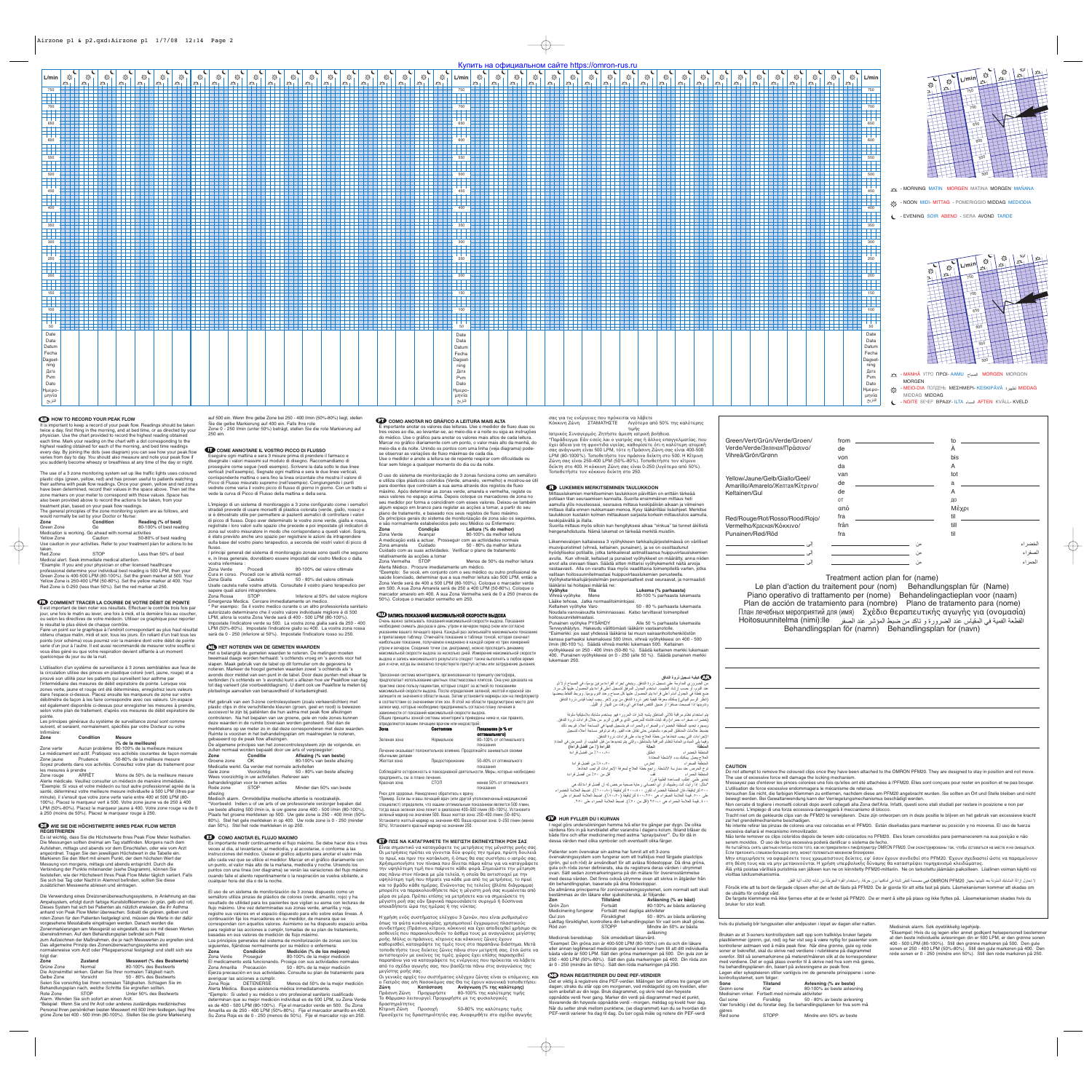Купить на официальном сайте https://omron-rus.ru

L/min
750
700
650
600
550
500
450
400
350
300
250
200
150
100
50
Date
Data
Datum
Fecha
Dagsetning
Дата
Pvm
Dato
Ημερομηνία
التاريخ

- MORNING MATIN MORGEN MATTINA MORGEN MAÑANA
- NOON MIDI- MITTAG - POMERIGGIO MIDDAG MEDIODIA
- EVENING SOIR ABEND - SERA AVOND TARDE

- MANHÃ УТРО ΠΡΩΙ- AAMU الصباح MORGEN MORGON MORGEN
- MEIO-DIA ПОЛДЕНЬ ΜΕΣΗΜΕΡΙ- KESKIPÄIVÄ الظهيرة MIDDAG MIDDAG MIDDAG
- NOITE ВЕЧЕР ΒΡΑΔΥ- ILTA المساء AFTEN KVÄLL- KVELD

## GB HOW TO RECORD YOUR PEAK FLOW

It is important to keep a record of your peak flow. Readings should be taken twice a day, first thing in the morning, and at bed time, or as directed by your physician. Use the chart provided to record the highest reading obtained for each time of the morning or evening. Mark your reading on the chart with a dot corresponding to the highest reading obtained for each of the morning, and bed time readings every day. By joining the dots (see diagram) you can see how your peak flow varies from day to day. You should also measure and note your peak flow if you suddenly become wheezy or breathless at any time of the day or night.

The use of a 3 zone monitoring system set up like traffic lights uses coloured plastic clips (green, yellow, red) and has proven useful to patients watching their asthma with peak flow readings. Once your green, yellow and red zones have been determined, record their values in the space above. Then set the zone markers on your meter to correspond with those values. Space has also been provided above to record the actions to be taken, from your treatment plan, based on your peak flow readings.
The general principles of the zone monitoring system are as follows, and would normally be set by your Doctor or Nurse:

| Zone | Condition | Reading (% of best) |
|---|---|---|
| Green Zone | Go | 80-100% of best reading |
| Medication is working. Go ahead with normal activities | | |
| Yellow Zone | Caution | 50-80% of best reading |
| Use caution in your activities. Refer to your treatment plan for actions to be taken. | | |
| Red Zone | STOP | Less than 50% of best |
| Medical alert. Seek immediate medical attention. | | |

*Example: If you and your physician or other licensed healthcare professional determine your individual best reading is 500 LPM, then your Green Zone is 400-500 LPM (80-100%). Set the green marker at 500. Your Yellow Zone is 250-400 LPM (50-80%). Set the yellow marker at 400. Your Red Zone is 0-250 (less than 50%). Set the red marker at 250.

## FR COMMENT TRACER LA COURBE DE VOTRE DÉBIT DE POINTE

Il est important de bien noter vos résultats. Effectuer le contrôle trois fois par jour, une fois le matin au lever, une fois à midi, et la dernière fois au coucher, ou selon les directives de votre médecin. Utiliser ce graphique pour reporter le résultat le plus élevé de chaque contrôle.
Faire un point sur le graphique à l'endroit correspondant au plus haut résultat obtenu chaque matin, midi et soir, tous les jours. En reliant d'un trait tous les points (voir schéma) vous pourrez voir la manière dont votre débit de pointe varie d'un jour à l'autre. Il est aussi recommandé de mesurer votre souffle si vous êtes gêné ou votre respiration devient sifflante à un moment quelconque du jour ou de la nuit.

L'utilisation d'un système de surveillance à 3 zones semblables aux feux de la circulation utilise des pinces en plastique coloré (vert, jaune, rouge) et a prouvé son utilité pour les patients qui surveillent leur asthme par l'intermédiaire des mesures de débit expiratoire de pointe. Lorsque vos zones verte, jaune et rouge ont été déterminées, enregistrez leurs valeurs dans l'espace ci-dessus. Placez ensuite les marqueurs de zone sur votre débitmètre de façon à les faire correspondre avec ces valeurs. Un espace est également disponible ci-dessus pour enregistrer les mesures à prendre, selon votre plan de traitement, d'après vos mesures de débit expiratoire de pointe.
Les principes généraux du système de surveillance zonal sont comme suivent, et seraient, normalement, spécifiés par votre Docteur ou votre infirmière:

| Zone | Condition | Mesure (% de la meilleure) |
|---|---|---|
| Zone verte | Aucun problème | 80-100% de la meilleure mesure |
| Le médicament est actif. Poursuivez vos activités courantes de façon normale | | |
| Zone jaune | Prudence | 50-80% de la meilleure mesure |
| Soyez prudents dans vos activités. Consultez votre plan de traitement pour les mesures à prendre | | |
| Zone rouge | ARRÊT | Moins de 50% de la meilleure mesure |
| Alerte médicale. Veuillez consulter un médecin de manière immédiate. | | |

*Exemple: Si vous et votre médecin ou tout autre professionnel agréé de la santé, déterminez votre meilleure mesure individuelle à 500 LPM (litres par minute), il s'ensuit que votre zone verte entre 400 et 500 LPM (80-100%). Placez le marqueur vert à 500. Votre zone jaune va de 250 à 400 LPM (50%-80%). Placez le marqueur jaune à 400. Votre zone rouge va de 0 à 250 (moins de 50%). Placez le marqueur rouge à 250.

## DE WIE SIE DIE HÖCHSTWERTE IHRES PEAK FLOW METER REGISTRIEREN

Es ist wichtig, dass Sie die Höchstwerte Ihres Peak Flow Meter festhalten. Die Messungen sollten dreimal am Tag stattfinden. Morgens nach dem Aufstehen, mittags und abends vor dem Einschlafen, oder wie vom Arzt angeordnet. Tragen Sie den jeweiligen Höchstwert in die Tabelle ein. Markieren Sie den Wert mit einem Punkt, der dem höchsten Wert der Messung von morgens, mittags und abends entspricht. Durch die Verbindung der Punkte miteinander (siehe Diagramm), können Sie feststellen, wie der Höchstwert Ihres Peak Flow Meter täglich variiert. Falls Sie sich bei Tag oder Nacht in Atemnot befinden, sollten Sie diese zusätzlichen Messwerte ablesen und eintragen.

Die Verwendung eines Zonenüberwachungssystems, in Anlehnung an das Ampelsystem, erfolgt durch farbige Kunststoffklemmen (in grün, gelb und rot). Dieses System hat sich bei Patienten als nützlich erwiesen, die ihr Asthma anhand von Peak Flow Meter überwachen. Sobald die grünen, gelben und roten Zonen für den Patienten festgelegt sind, müssen die Werte in der dafür vorgesehenen Messtabelle eingetragen werden. Danach werden die Zonenmarkierungen am Messgerät so eingestellt, dass sie mit diesen Werten übereinstimmen. Auf dem Behandlungsplan befindet sich Platz zum Aufzeichnen der Maßnahmen, die je nach Messwerten zu ergreifen sind.
Das allgemeine Prinzip des Zonenüberwachungssystems wird normalerweise vom Arzt oder Pflegepersonal festgelegt und stellt sich wie folgt dar:

| Zone | Zustand | Messwert (% des Bestwerts) |
|---|---|---|
| Grüne Zone | Normal | 80-100% des Bestwerts |
| Die Arzneimittel wirken. Gehen Sie Ihrer normalen Tätigkeit nach. | | |
| Gelbe Zone | Vorsicht | 50 - 80% des Bestwerts |
| Seien Sie vorsichtig bei Ihren normalen Tätigkeiten. Schlagen Sie im Behandlungsplan nach, welche Schritte Sie ergreifen sollten. | | |
| Rote Zone | STOP | Unter 50% des Bestwerts |
| Alarm. Wenden Sie sich sofort an einen Arzt. | | |

*Beispiel: Wenn Sie und Ihr Arzt oder anderes zugelassenes medizinisches Personal Ihren persönlichen besten Messwert mit 500 l/min festlegen, liegt Ihre grüne Zone bei 400 - 500 l/min (80-100%). Stellen Sie die grüne Markierung auf 500 ein. Wenn Ihre gelbe Zone bei 250 - 400 l/min (50%-80%) liegt, stellen Sie die gelbe Markierung auf 400 ein. Falls Ihre rote Zone 0 - 250 l/min (unter 50%) beträgt, stellen Sie die rote Markierung auf 250 ein.

## IT COME ANNOTARE IL VOSTRO PICCO DI FLUSSO

Eseguire ogni mattina e sera 3 misure prima di prendere il farmaco e disegnare i valori massimi sul modulo di disegno. Raccomandiamo di proseguire come segue (vedi esempio): Scrivere la data sotto le due linee verticali (nell'esempio). Segnate ogni mattina e sera la linea verticale corrispondente mattina o sera fino la linea orizzontale che mostra il valore di Picco di Flusso misurato supremo (nell'esempio). Congiungendo i punti vedrete come varia il vostro picco di flusso di giorno in giorno. Con un tratto si vede la curva di Picco di Flusso della mattina e della sera.

L'impiego di un sistema di monitoraggio a 3 zone configurato come i semafori stradali prevede di usare morsetti di plastica colorata (verde, giallo, rosso) e si è dimostrato utile per permettere ai pazienti asmatici di controllare i valori di picco di flusso. Dopo aver determinato le vostre zone verde, gialla e rossa, registrate i loro valori sullo spazio che precede e poi impostate gli indicatori di zona sul vostro misuratore in modo che corrispondano a questi valori. Sopra, è stato previsto anche uno spazio per registrare le azioni da intraprendere sulla base del vostro piano terapeutico, a seconda dei vostri valori di picco di flusso.
I principi generali del sistema di monitoraggio zonale sono quelli che seguono e, in linea generale, dovrebbero essere impostati dal vostro Medico o dalla vostra infermiera :

| | | |
|---|---|---|
| Zona Verde | Procedi | 80-100% del valore ottimale |
| Cura in corso. Procedi con le attività normali | | |
| Zona Gialla | Cautela | 50 - 80% del valore ottimale |
| Usate cautela nelle vostre attività. Consultate il vostro piano terapeutico per sapere quali azioni intraprendere. | | |
| Zona Rossa | STOP | Inferiore al 50% del valore migliore |
| Emergenza Medica. Cercare immediatamente un medico. | | |

* Per esempio: Se il vostro medico curante o un altro professionista sanitario autorizzato determinano che il vostro valore individuale migliore è di 500 LPM, allora la vostra Zona Verde sarà di 400 - 500 LPM (80-100%). Impostate l'indicatore verde su 500. La vostra zona gialla sarà da 250 - 400 LPM (50%-80%). Impostate l'indicatore giallo su 400. La vostra zona rossa sarà da 0 - 250 (inferiore al 50%). Impostate l'indicatore rosso su 250.

## NL HET NOTEREN VAN DE GEMETEN WAARDEN

Het is belangrijk de gemeten waarden te noteren. De metingen moeten tweemaal daags worden herhaald: 's ochtends vroeg en 's avonds voor het slapen. Maak gebruik van de tabel op dit formulier om de gegevens te noteren. Markeer de hoogst gemeten waarden zowel 's ochtends als 's avonds door middel van een punt in de tabel. Door deze punten met elkaar te verbinden ('s ochtends en 's avonds) kunt u aflezen hoe uw Peakflow van dag tot dag varieert (zie voorbeelddiagram). U dient ook uw Peakflow te meten bij plotselinge aanvallen van benauwdheid of kortademigheid.

Het gebruik van een 3-zone controlesysteem (zoals verkeerslichten) met plastic clips in drie verschillende kleuren (groen, geel en rood) is bewezen succesvol te zijn bij patiënten die hun astma met peak flow aflezingen controleren. Na het bepalen van uw groene, gele en rode zones kunnen deze waarden in de ruimte hierboven worden genoteerd. Stel dan de merktekens op uw meter zo in dat deze corresponderen met deze waarden. Ruimte is voorzien in het behandelingsplan om maatregelen te noteren, gebaseerd op de peak flow aflezingen.
De algemene principes van het zonecontrolesysteem zijn de volgende, en zullen normaal worden bepaald door uw arts of verpleegster:

| Zone | Conditie | Aflezing (% van beste) |
|---|---|---|
| Groene zone | OK | 80-100% van beste aflezing |
| Medicatie werkt. Ga verder met normale activiteiten | | |
| Gele zone | Voorzichtig | 50 - 80% van beste aflezing |
| Wees voorzichtig in uw activiteiten. Refereer aan behandelingsplan voor te nemen acties | | |
| Rode zone | STOP | Minder dan 50% van beste aflezing |
| Medisch alarm. Onmiddellijke medische attentie is noodzakelijk. | | |

*Voorbeeld: Indien u of uw arts of uw professionele verzorger bepalen dat uw beste aflezing 500 l/min is, is uw groene zone 400 - 500 l/min (80-100%). Plaats het groene merkteken op 500. Uw gele zone is 250 - 400 l/min (50%-80%). Stel het gele merkteken in op 400. Uw rode zone is 0 - 250 (minder dan 50%). Stel het rode merkteken in op 250.

## ES COMO ANOTAR EL FLUJO MÁXIMO

Es importante medir continuamente el flujo máximo. Se debe hacer dos o tres veces al día, al levantarse, al mediodía, y al acostarse, o conforme a las instrucciones del médico. Utilice el gráfico adjunto para anotar el valor más alto cada vez que se utilice el medidor. Marcar en el gráfico diariamente con un punto, el valor más alto de la mañana, mediodía y noche. Uniendo los puntos con una línea (ver diagrama) se verán las variaciones del flujo máximo cuando falle el aliento repentinamente o la respiración se vuelva silbante, a cualquier hora del día o de la noche.

El uso de un sistema de monitorización de 3 zonas dispuesto como un semáforo utiliza pinzas de plástico de colores (verde, amarillo, rojo) y ha resultado de utilidad para los pacientes que vigilan su asma con lecturas de flujo máximo. Una vez determinadas sus zonas verde, amarilla y roja, registre sus valores en el espacio dispuesto para ello sobre estas líneas. A continuación fije los marcadores en su medidor, de manera que se correspondan con aquellos valores. Asimismo se ha dispuesto espacio arriba para registrar las acciones a cumplir, tomadas de su plan de tratamiento, basadas en sus valores de medición de flujo máximo.
Los principios generales del sistema de monitorización de zonas son los siguientes, fijándose normalmente por su médico o enfermera:

| Zona | Condición | Medición (% de los mejores) |
|---|---|---|
| Zona Verde | Proseguir | 80-100% de la mejor medición |
| El medicamento está funcionando. Prosiga con sus actividades normales | | |
| Zona Amarilla | Precaución | 50 - 80% de la mejor medición |
| Ejerza precaución en sus actividades. Consulte su plan de tratamiento para averiguar las acciones a cumplir. | | |
| Zona Roja | DETENERSE | Menos del 50% de la mejor medición |
| Alerta Médica. Busque asistencia médica inmediatamente. | | |

*Ejemplo: Si usted y su médico u otro profesional sanitario cualificado determinan que su mejor medición individual es de 500 LPM, su Zona Verde es de 400 - 500 LPM (80-100%). Fije el marcador verde en 500. Su Zona Amarilla es de 250 - 400 LPM (50%-80%). Fije el marcador amarillo en 400. Su Zona Roja es de 0 - 250 (Menos del 50%). Fije el marcador rojo en 250.

## PT COMO ANOTAR NO GRÁFICO A LEITURA MAIS ALTA

É importante anotar os valores das leituras. Use o medidor de fluxo duas ou três vezes ao dia, ao levantar-se, ao meio-dia e à noite ou siga as instruções do médico. Use o gráfico para anotar os valores mais altos de cada leitura. Marcar no gráfico diariamente com um ponto, o valor mais alto da manhã, do meio-dia e da noite. Unindo os pontos com uma linha (veja diagrama) pode-se observar as variações de fluxo máximas de cada dia.
Use o medidor e anote a leitura se de repente respirar com dificuldade ou ficar sem fôlego a qualquer momento do dia ou da noite.

O uso do sistema de monitorização de 3 zonas funciona como um semáforo e utiliza clips plásticos coloridos (Verde, amarelo, vermelho) e mostrou-se útil para doentes que controlam a sua asma através dos registos de fluxo máximo. Após determinar as zonas verde, amarela e vermelha, registe os seus valores no espaço acima. Depois coloque os marcadores de zona no seu medidor por forma a coincidirem com esses valores. Deixou-se também algum espaço em branco para registar as acções a tomar, a partir do seu plano de tratamento, e baseado nos seus registos de fluxo máximo.
Os princípios gerais do sistema de monitorização de zona são os seguintes, e são normalmente estabelecidos pelo seu Médico ou Enfermeiro:

| Zona | Condição | Leitura (% do melhor) |
|---|---|---|
| Zona Verde | Avançar | 80-100% da melhor leitura |
| A medicação está a actuar. Prosseguir com as actividades normais | | |
| Zona amarela | Cuidado | 50 - 80% da melhor leitura |
| Cuidado com as suas actividades. Verificar o plano de tratamento relativamente às acções a tomar | | |
| Zona Vermelha | STOP | Menos de 50% da melhor leitura |
| Alerta Médico. Procure imediatamente um médico. | | |

*Exemplo: Se você, em conjunto com o seu médico ou outro profissional de saúde licenciado, determinar que a sua melhor leitura são 500 LPM, então a Zona Verde será de 400 a 500 LPM (80-100%). Coloque o marcador verde em 500. A sua Zona Amarela será de 250 a 400 LPM (50-80%). Coloque o marcador amarelo em 400. A sua Zona Vermelha será de 0 a 250 (menos de 50%). Coloque o marcador vermelho em 250.

## RU ЗАПИСЬ ПОКАЗАНИЙ МАКСИМАЛЬНОЙ СКОРОСТИ ВЫДОХА

Очень важно записывать показания максимальной скорости выдоха. Показания необходимо снимать два раза в день: утром и вечером перед сном или согласно указаниям вашего лечащего врача. Каждый раз записывайте максимальное показание в прилагаемую таблицу. Отмечайте показание в таблице точкой, которая означает наибольшее показание, получаемое ежедневно в каждой серии из трех измерений утром и вечером. Соединяя точки (см. диаграмму), можно проследить динамику максимальной скорости выдоха за несколько дней. Измерение максимальной скорости выдоха и запись возникающего результата следует также выполнять в любое время дня и ночи, когда вы внезапно почувствуете приступ астмы или затруднение дыхания.

Трехзонная система мониторинга, организованная по принципу светофора, предполагает использование цветных пластмассовых хомутов. Она уже доказала на практике свою пользу пациентам, которые следят за астмой по показаниям максимальной скорости выдоха. После определения зеленой, желтой и красной зон запишите их значения в области выше. Затем установите маркеры зон на пикфлоуметре в соответствии со значениями этих зон. В этой же области предусмотрено место для записи мер, которые необходимо предпринимать согласно плану лечения в зависимости от показаний максимальной скорости выдоха.
Общие принципы зонной системы мониторинга приведены ниже и, как правило, определяются вашим лечащим врачом или медсестрой:

| Зона | Состояние | Показание (в % от оптимального) |
|---|---|---|
| Зеленая зона | Нормальное | 80-100% от оптимального показания |
| Лечение оказывает положительное влияние. Продолжайте заниматься своими обычными делами | | |
| Желтая зона | Предостережение | 50-80% от оптимального показания |
| Соблюдайте осторожность в повседневной деятельности. Меры, которые необходимо предпринять, см. в плане лечения. | | |
| Красная зона | СТОП | менее 50% от оптимального показания |
| Риск для здоровья. Немедленно обратитесь к врачу. | | |

*Пример: Если вы и ваш лечащий врач (или другой уполномоченный медицинский специалист) определили, что вашим оптимальным показанием является 500 л/мин, тогда ваша зеленая зона лежит в диапазоне 400-500 л/мин (80-100%). Установите зеленый маркер на значении 500. Ваша желтая зона: 250-400 л/мин (50-80%). Установите желтый маркер на значении 400. Ваша красная зона: 0-250 л/мин (менее 50%). Установите красный маркер на значении 250.

## GR ΠΩΣ ΝΑ ΚΑΤΑΓΡΑΦΕΤΕ ΤΗ ΜΕΓΙΣΤΗ ΕΚΠΝΕΥΣΤΙΚΗ ΡΟΗ ΣΑΣ

Είναι σημαντικό να καταγράφετε τις μετρήσεις της μέγιστης ροής σας. Οι μετρήσεις πρέπει να γίνονται δύο φορές την ημέρα, πρώτη δουλειά το πρωί, και πριν την κατάκλιση, ή όπως σας έχει συστήσει ο γιατρός σας. Χρησιμοποιήστε τον πίνακα που δίνεται πάρα κάτω για να καταγράψετε την υψηλότερη τιμή που πάρατε κάθε φορά. Σημειώστε την μέτρηση σας πάνω στον πίνακα με μία τελεία, η οποία θα αντιστοιχεί με την υψηλότερη τιμή που πήρατε για κάθε μία από τις μετρήσεις, το πρωί και το βράδυ κάθε ημέρα. Ενώνοντας τις τελείες (βλέπε διάγραμμα) μπορείτε να παρακολουθήσετε πώς η μέγιστη ροή σας κυμαίνεται από μέρα σε μέρα. Πρέπει επίσης να μετρήσετε και να σημειώσετε τη μέγιστη ροή σας εάν ξαφνικά παρουσιάσετε συριγμό ή δύσπνοια οποιαδήποτε ώρα της ημέρας ή της νύκτας.

Η χρήση ενός συστήματος ελέγχου 3 ζωνών, που είναι ρυθμισμένο όπως τα φώτα κυκλοφορίας, χρησιμοποιεί έγχρωμους πλαστικούς συνδετήρες (Πράσινο, κίτρινο, κόκκινο) και έχει αποδειχθεί χρήσιμο σε ασθενείς που παρακολουθούν το άσθμα τους με αναγνώσεις μέγιστης ροής. Μόλις οι πράσινες, κίτρινες και κόκκινες ζώνες έχουν καθοριστεί, καταγράψτε τις τιμές τους στο παραπάνω διάστημα. Μετά τοποθετήστε τους δείκτες ζώνης πάνω στον μετρητή σας, έτσι ώστε να αντιστοιχούν με εκείνες τις τιμές. Χώρος έχει επίσης παρασχεθεί παραπάνω για να καταγράψετε τις ενέργειες που πρόκειται να λάβετε από το σχέδιο αγωγής σας, που βασίζεται πάνω στις αναγνώσεις της μέγιστης ροής σας.
Οι γενικές αρχές του συστήματος ελέγχου ζώνης είναι οι επόμενες, και ο γιατρός σας ή η Νοσοκόμος σας θα τις έχουν κανονικά τοποθετήσει:

| Ζώνη | Κατάσταση | Ανάγνωση (% της καλύτερης) |
|---|---|---|
| Πράσινη Ζώνη | Προχωρήστε | 80-100% της καλύτερης τιμής |
| Το Φάρμακο λειτουργεί. Προχωρήστε με τις φυσιολογικές δραστηριότητες | | |
| Κίτρινη Ζώνη | Προσοχή | 50-80% της καλύτερης τιμής |
| Προσέχετε τις δραστηριότητές σας. Αναφερθείτε στο σχέδιο αγωγής σας για τις ενέργειες που πρόκειται να λάβετε | | |
| Κόκκινη Ζώνη | ΣΤΑΜΑΤΗΣΤΕ | Λιγότερο από 50% της καλύτερης τιμής |
| Ιατρικός Συναγερμός. Ζητήστε άμεση ιατρική βοήθεια. | | |

*Παράδειγμα: Εάν εσείς και ο γιατρός σας ή άλλος επαγγελματίας, που έχει άδεια για την φροντίδα υγείας, καθορίσετε ότι η καλύτερη ατομική σας ανάγνωση είναι 500 LPM, τότε η Πράσινη Ζώνη σας είναι 400-500 LPM (80-100%). Τοποθετήστε τον πράσινο δείκτη στο 500. Η Κίτρινη Ζώνη σας είναι 250-400 LPM (50%-80%). Τοποθετήστε τον κίτρινο δείκτη στο 400. Η κόκκινη Ζώνη σας είναι 0-250 (Λιγότερο από 50%). Τοποθετήστε τον κόκκινο δείκτη στο 250.

## FI LUKEMIEN MERKITSEMINEN TAULUKKOON

Mittauslukemien merkitseminen taulukkoon päivittäin on erittäin tärkeää potilaan tilan seuraamisen kannalta. Suorita ensimmäinen mittaus heti aamulla ylös noustessasi, seuraava mittaus keskipäivän aikaan ja viimeinen mittaus illalla ennen nukkumaan menoa. Kysy lääkäriltäsi lisäohjeet. Merkitse taulukkoon kuudesta kolmen mittauksen sarjasta korkein mittaustulos aamulla, keskipäivällä ja illalla.
Suorita mittaus myös silloin kun hengityksesi alkaa "vinkua" tai tunnet äkillistä hengenahdistusta. Nämä lukemat on tärkeää merkitä muistiin.

Liikennevalojen kaltaisessa 3 vyöhykkeen tarkkailujärjestelmässä on värilliset muoviputristimet (vihreä, keltainen, punainen), ja se on osoittautunut hyödylliseksi potilaille, jotka tarkkailevat astmaattisensa huippuvirtauslukemien avulla. Kun vihreä, keltainen ja punainen vyöhykkeet on määrätty, anna niiden arvot alla olevaan tilaan. Säädä sitten mittarisi vyöhykemerkit näitä arvoja vastaavasti. Alla on varattu tilaa myös vaadittavia toimenpiteitä varten, jotka valitaan hoitosuunnitelmastasi huippuvirtauslukemien perusteella.
Vyöhyketarkkailujärjestelmän perusperiaatteet ovat seuraavat, ja normaalisti lääkärisi tai hoitajasi määrää ne:

| Vyöhyke | Tila | Lukema (% parhaasta) |
|---|---|---|
| Vihreä vyöhyke | Mene | 80-100 % parhaasta lukemasta |
| Lääke tehoaa. Jatka normaalitoimintojasi. | | |
| Keltainen vyöhyke | Varo | 50 - 80 % parhaasta lukemasta |
| Noudata varovaisuutta toiminnassasi. Katso tarvittavat toimenpiteet hoitosuunnitelmastasi. | | |
| Punainen vyöhyke | PYSÄHDY | Alle 50 % parhaasta lukemasta |
| Terveyshälytys. Hakeudu välittömästi lääkärin vastaanotolle. | | |

*Esimerkki: jos saat yhdessä lääkärisi tai muun sairaanhoitohenkilöstön kanssa parhaaksi lukemaksesi 500 l/min, vihreä vyöhykkeesi on 400 - 500 l/min (80-100 %). Säädä vihreä merkki lukemaan 500. Keltainen vyöhykkeesi on 250 - 400 l/min (50-80 %). Säädä keltainen merkki lukemaan 400. Punainen vyöhykkeesi on 0 - 250 (alle 50 %). Säädä punainen merkki lukemaan 250.

## AR كيفية تسجيل ذروة التدفق

## SV HUR FYLLER DU I KURVAN

I regel görs undersökningen tremma två eller tre gånger per dygn. De olika värdena förs in på kurvbladet efter varandra i dagens kolum. Ibland bläser du både före och efter medicinering med aktiva "spray/pulver". Du för då in dessa värden med olika symboler och eventuellt olika färger.

Patienter som övervakar sin astma har funnit att ett 3-zons övervakningssystem som fungerar som ett trafikljus med färgade plastclips (grön, gul och röd) är användbart för att avläsa flödestoppar. Då dina gröna, gula och röda zoner definierats, ska du registrera deras värden i utrymmet ovan. Sätt sedan zonmarkeringarna på din mätare för överensstämmelse med dessa värden. Det finns också utrymme ovan att skriva in åtgärder från din behandlingsplan, baserade på dina flödestoppar.
Den allmänna principerna för zonövervakningssystemet, som normalt sett skall bestämmas av din läkare eller sjuksköterska, är följande:

| Zon | Tillstånd | Avläsning (% av bäst) |
|---|---|---|
| Grön Zon | Fortsätt | 80-100% av bästa avläsning |
| Medicinering fungerar | Fortsätt med dagliga aktiviteter | |
| Gul zon | Försiktighet | 50 - 80% av bästa avläsning |
| Lakttag försiktighet, kontrollera din behandlingsplan för vad som skall göras. | | |
| Röd zon | STOPP | Mindre än 50% av bästa avläsning |
| Medicinsk beredskap | Sök omedelbart läkarvård. | |

*Exempel: Din gröna zon är 400-500 LPM (80-100%) om du och din läkare eller annan legitimerad medicinsk personal kommer fram till att ditt individuella bästa värde är 500 LPM. Sätt den gröna markeringen på 500. Din gula zon är 250 - 400 LPM (50%-80%). Sätt den gula markeringen på 400. Din röda zon är 0 - 250 (mindre än 50%). Sätt den röda markeringen på 250.

## NO RDAN REGISTRERER DU DINE PEF-VERDIER

Det er viktig å registrere dine PEF-verdier. Målingen bør utføres tre ganger om dagen; straks du står opp om morgenen, ved middagstid og om kvelden, eller som anbefalt av din lege. Bruk diagrammet, og skriv inn høyeste oppnådde verdi hver gang. Marker din verdi på diagrammet med et punkt, tilsvarende din høyeste oppnådde verdi i morgen, middag og kveld hver dag. Når du setter strek mellom punktene, (se diagrammet) kan du se hvordan din PEF-verdi varierer fra dag til dag. Du bør også måle og notere din PEF-verdi hvis du plutselig får tungpusten eller andpusten i løpet av dagen eller natten.

Bruken av et 3-soners kontrollsystem satt opp som trafikklys bruker fargede plastklemmer (grønn, gul, rød) og har vist seg å være nyttig for pasienter som kontrollerer astmaen ved å måle peak flow. Når dine grønne, gule og røde soner er bekreftet, skal du skrive ned verdiene i rubrikkene på diagrammet ovenfor. Still så sonemarkørene på meteret/måleren slik at de korresponderer med verdiene. Det er også plass ovenfor til å skrive ned hva som må gjøres, fra behandlingsplanen din, basert på avlesningene av peak flow.
Legen eller sykepleieren stiller vanligvis inn de generelle prinsippene i sonekontrollsystemet, som følger:

| Sone | Tilstand | Avlesning (% av beste) |
|---|---|---|
| Grønn sone | Klar | 80-100% av beste avlesning |
| Medisinen virker. Fortsett med normale aktiviteter | | |
| Gul sone | Forsiktig | 50 - 80% av beste avlesning |
| Vær forsiktig i det du foretar deg. Se behandlingsplanen for hva som må gjøres | | |
| Rød sone | STOPP | Mindre enn 50% av beste |
| Medisinsk alarm. Søk øyeblikkelig legehjelp. | | |

*Eksempel: Hvis du og legen eller annet godkjent helsepersonell bestemmer at den beste individuelle avlesningen din er 500 LPM, er den grønne sonen 400 - 500 LPM (80-100%). Still den grønne markøren på 500. Den gule sonen er 250 - 400 LPM (50%-80%). Still den gule markøren på 400. Den røde sonen er 0 - 250 (mindre enn 50%). Still den røde markøren på 250.

| | | | |
|---|---|---|---|
| Green/Vert/Grün/Verde/Groen/Verde/Зеленая/Πράσινο/Vihreä/Grön/Grønn | from / de / von / da / van / de / от / από / fra / från / fra | | to / à / bis / a / tot / a / a / до / Μέχρι / til / till / til |
| Yellow/Jaune/Gelb/Giallo/Geel/Amarillo/Amarelo/Желтая/Κίτρινο/Keltainen/Gul | | | |
| Red/Rouge/Rot/Rosso/Rood/Rojo/Vermelho/Красная/Κόκκινο/Punainen/Röd/Rød | | | |

الخضراء من ______ إلى ______
الصفراء من ______ إلى ______
الحمراء من ______ إلى ______

Treatment action plan for (name)
Le plan d'action du traitement pour (nom) Behandlungsplan für (Name)
Piano operativo di trattamento per (nome) Behandelingactieplan voor (naam)
Plan de acción de tratamiento para (nombre) Plano de tratamento para (nome)
План лечебных мероприятий для (имя) Σχέδιο θεραπευτικής αγωγής για (ονομασία)
Hoitosuunnitelma (nimi):lle
Behandlingsplan för (namn) Behandlingsplan for (navn)

## CAUTION

Do not attempt to remove the coloured clips once they have been attached to the OMRON PFM20. They are designed to stay in position and not move.
The use of excessive force will damage the locking mechanism.

N'essayez pas d'enlever les pinces colorées une fois qu'elles ont été attachées à l'PFM20. Elles sont conçues pour rester en position et ne pas bouger. L'utilisation de force excessive endommagera le mécanisme de retenue.

Versuchen Sie nicht, die farbigen Klemmen zu entfernen, nachdem diese am PFM20 angebracht wurden. Sie sollen an Ort und Stelle bleiben und nicht bewegt werden. Bei Gewaltanwendung kann der Verriegelungsmechanismus beschädigt werden.

Non cercate di togliere i morsetti colorati dopo averli collegati alla Zona dell'Aria. Infatti, questi sono stati studiati per restare in posizione e non per muoversi. L'impiego di una forza eccessiva danneggerà il meccanismo di blocco.

Tracht niet om de gekleurde clips van de PFM20 te verwijderen. Deze zijn ontworpen om in deze positie te blijven en het gebruik van excessieve kracht zal het grendelmechanisme beschadigen.

No intente retirar las pinzas de colores una vez colocadas en el PFM20. Están diseñadas para mantener su posición y no moverse. El uso de fuerza excesiva dañará el mecanismo inmovilizador.

Não tente remover os clips coloridos depois de terem sido colocados no PFM20. Eles foram concebidos para permanecerem na sua posição e não serem movidos. O uso de força excessiva poderá danificar o sistema de fecho.

Не пытайтесь снять цветные хомуты после того, как их прикрепили к пикфлоуметру OMRON PFM20. Они сконструированы так, чтобы оставаться на месте и не смещаться. Если приложить слишком большое силу, может поломаться механизм блокировки.

Μην επιχειρήσετε να αφαιρέσετε τους χρωματιστούς δείκτες, εφ' όσον έχουν συνδεθεί στο PFM20. Έχουν σχεδιαστεί ώστε να παραμείνουν στη θέση τους και να μην μετακινούνται. Η χρήση υπερβολικής δύναμης θα καταστρέψει το μηχανισμό κλειδώματος.

Älä yritä poistaa värillisiä puristimia sen jälkeen kun ne on kiinnitetty PFM20-mittariin. Ne on tarkoitettu jäämään paikoilleen. Liiallinen voiman käyttö voi vioittaa lukitusmekanismia.

Försök inte att ta bort de färgade clipsen efter det att de fästs på PFM20. De är gjorda för att sitta fast på plats. Låsmekanismen kommer att skadas om de utsätts för onödigt våld.

De fargete klemmene må ikke fjernes etter at de er festet på PFM20. De er ment å sitte på plass og ikke flyttes på. Låsemekanismen skades hvis du bruker for stor kraft.